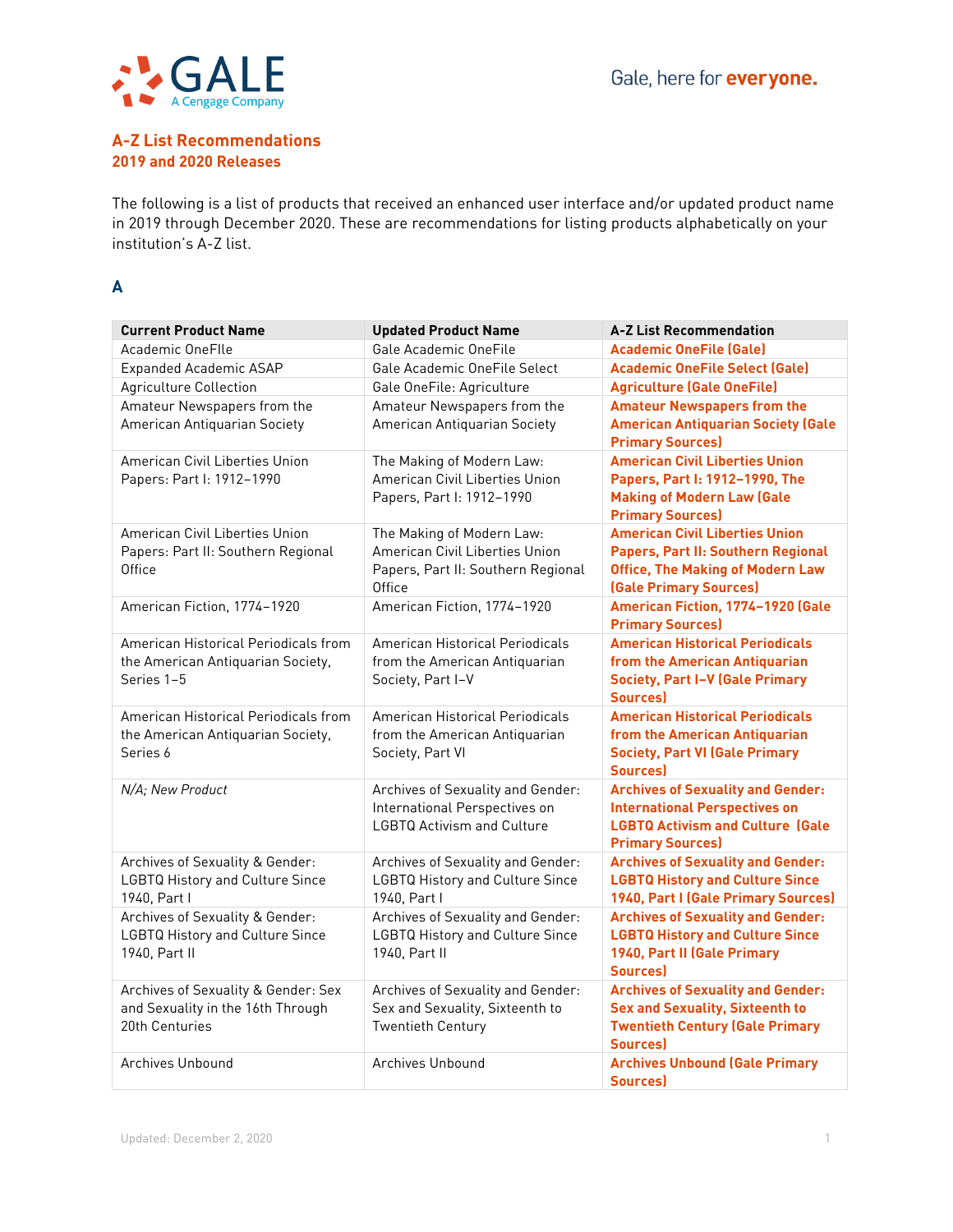## A-Z List Recommendations
## 2019 and 2020 Releases

The following is a list of products that received an enhanced user interface and/or updated product name in 2019 through December 2020. These are recommendations for listing products alphabetically on your institution's A-Z list.

### A

| Current Product Name | Updated Product Name | A-Z List Recommendation |
|---|---|---|
| Academic OneFIle | Gale Academic OneFile | **Academic OneFile (Gale)** |
| Expanded Academic ASAP | Gale Academic OneFile Select | **Academic OneFile Select (Gale)** |
| Agriculture Collection | Gale OneFile: Agriculture | **Agriculture (Gale OneFile)** |
| Amateur Newspapers from the American Antiquarian Society | Amateur Newspapers from the American Antiquarian Society | **Amateur Newspapers from the American Antiquarian Society (Gale Primary Sources)** |
| American Civil Liberties Union Papers: Part I: 1912–1990 | The Making of Modern Law: American Civil Liberties Union Papers, Part I: 1912–1990 | **American Civil Liberties Union Papers, Part I: 1912–1990, The Making of Modern Law (Gale Primary Sources)** |
| American Civil Liberties Union Papers: Part II: Southern Regional Office | The Making of Modern Law: American Civil Liberties Union Papers, Part II: Southern Regional Office | **American Civil Liberties Union Papers, Part II: Southern Regional Office, The Making of Modern Law (Gale Primary Sources)** |
| American Fiction, 1774–1920 | American Fiction, 1774–1920 | **American Fiction, 1774–1920 (Gale Primary Sources)** |
| American Historical Periodicals from the American Antiquarian Society, Series 1–5 | American Historical Periodicals from the American Antiquarian Society, Part I–V | **American Historical Periodicals from the American Antiquarian Society, Part I–V (Gale Primary Sources)** |
| American Historical Periodicals from the American Antiquarian Society, Series 6 | American Historical Periodicals from the American Antiquarian Society, Part VI | **American Historical Periodicals from the American Antiquarian Society, Part VI (Gale Primary Sources)** |
| *N/A; New Product* | Archives of Sexuality and Gender: International Perspectives on LGBTQ Activism and Culture | **Archives of Sexuality and Gender: International Perspectives on LGBTQ Activism and Culture (Gale Primary Sources)** |
| Archives of Sexuality & Gender: LGBTQ History and Culture Since 1940, Part I | Archives of Sexuality and Gender: LGBTQ History and Culture Since 1940, Part I | **Archives of Sexuality and Gender: LGBTQ History and Culture Since 1940, Part I (Gale Primary Sources)** |
| Archives of Sexuality & Gender: LGBTQ History and Culture Since 1940, Part II | Archives of Sexuality and Gender: LGBTQ History and Culture Since 1940, Part II | **Archives of Sexuality and Gender: LGBTQ History and Culture Since 1940, Part II (Gale Primary Sources)** |
| Archives of Sexuality & Gender: Sex and Sexuality in the 16th Through 20th Centuries | Archives of Sexuality and Gender: Sex and Sexuality, Sixteenth to Twentieth Century | **Archives of Sexuality and Gender: Sex and Sexuality, Sixteenth to Twentieth Century (Gale Primary Sources)** |
| Archives Unbound | Archives Unbound | **Archives Unbound (Gale Primary Sources)** |

Updated: December 2, 2020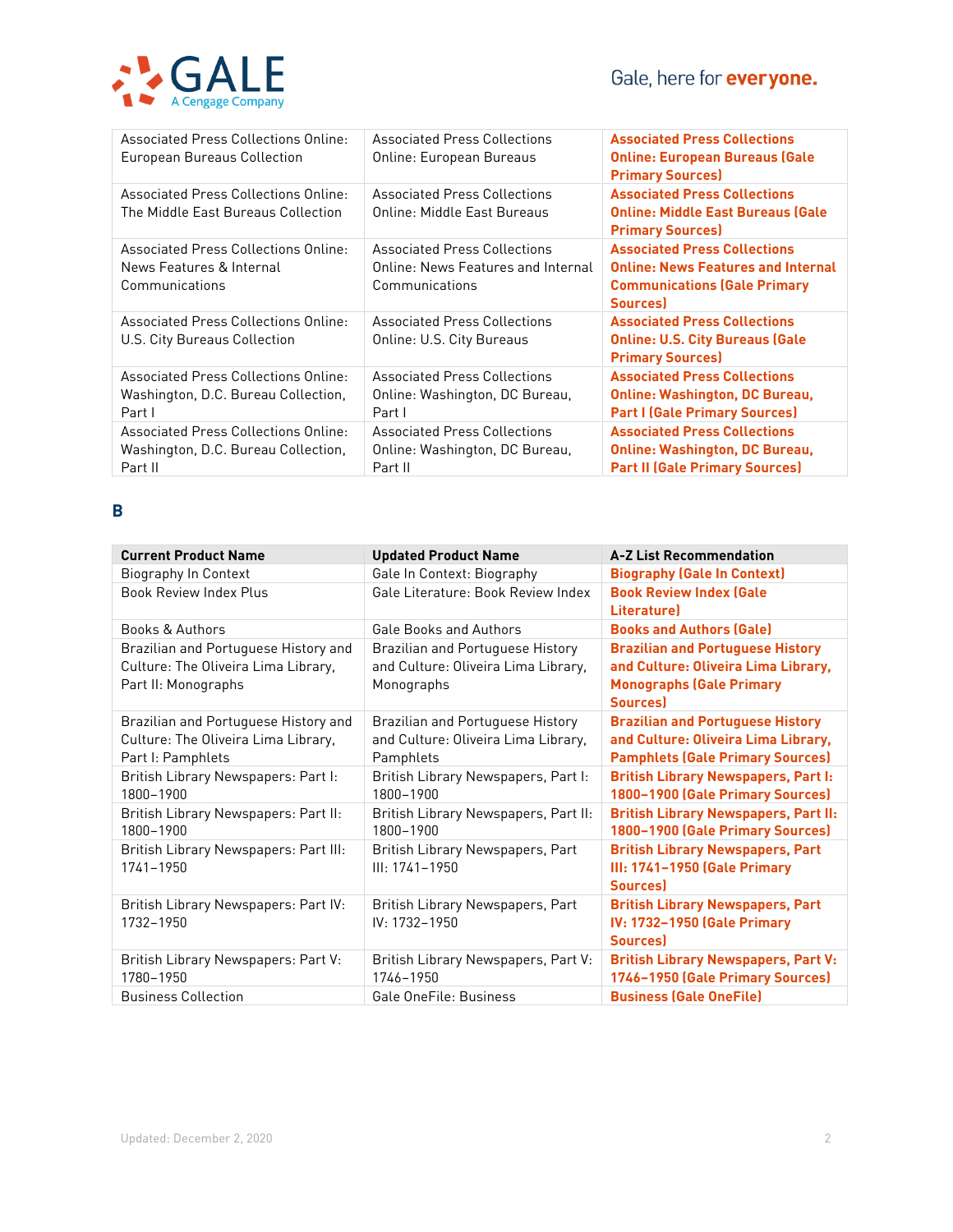| Associated Press Collections Online: European Bureaus Collection | Associated Press Collections Online: European Bureaus | **Associated Press Collections Online: European Bureaus (Gale Primary Sources)** |
|---|---|---|
| Associated Press Collections Online: The Middle East Bureaus Collection | Associated Press Collections Online: Middle East Bureaus | **Associated Press Collections Online: Middle East Bureaus (Gale Primary Sources)** |
| Associated Press Collections Online: News Features & Internal Communications | Associated Press Collections Online: News Features and Internal Communications | **Associated Press Collections Online: News Features and Internal Communications (Gale Primary Sources)** |
| Associated Press Collections Online: U.S. City Bureaus Collection | Associated Press Collections Online: U.S. City Bureaus | **Associated Press Collections Online: U.S. City Bureaus (Gale Primary Sources)** |
| Associated Press Collections Online: Washington, D.C. Bureau Collection, Part I | Associated Press Collections Online: Washington, DC Bureau, Part I | **Associated Press Collections Online: Washington, DC Bureau, Part I (Gale Primary Sources)** |
| Associated Press Collections Online: Washington, D.C. Bureau Collection, Part II | Associated Press Collections Online: Washington, DC Bureau, Part II | **Associated Press Collections Online: Washington, DC Bureau, Part II (Gale Primary Sources)** |

## B

| Current Product Name | Updated Product Name | A-Z List Recommendation |
|---|---|---|
| Biography In Context | Gale In Context: Biography | **Biography (Gale In Context)** |
| Book Review Index Plus | Gale Literature: Book Review Index | **Book Review Index (Gale Literature)** |
| Books & Authors | Gale Books and Authors | **Books and Authors (Gale)** |
| Brazilian and Portuguese History and Culture: The Oliveira Lima Library, Part II: Monographs | Brazilian and Portuguese History and Culture: Oliveira Lima Library, Monographs | **Brazilian and Portuguese History and Culture: Oliveira Lima Library, Monographs (Gale Primary Sources)** |
| Brazilian and Portuguese History and Culture: The Oliveira Lima Library, Part I: Pamphlets | Brazilian and Portuguese History and Culture: Oliveira Lima Library, Pamphlets | **Brazilian and Portuguese History and Culture: Oliveira Lima Library, Pamphlets (Gale Primary Sources)** |
| British Library Newspapers: Part I: 1800–1900 | British Library Newspapers, Part I: 1800–1900 | **British Library Newspapers, Part I: 1800–1900 (Gale Primary Sources)** |
| British Library Newspapers: Part II: 1800–1900 | British Library Newspapers, Part II: 1800–1900 | **British Library Newspapers, Part II: 1800–1900 (Gale Primary Sources)** |
| British Library Newspapers: Part III: 1741–1950 | British Library Newspapers, Part III: 1741–1950 | **British Library Newspapers, Part III: 1741–1950 (Gale Primary Sources)** |
| British Library Newspapers: Part IV: 1732–1950 | British Library Newspapers, Part IV: 1732–1950 | **British Library Newspapers, Part IV: 1732–1950 (Gale Primary Sources)** |
| British Library Newspapers: Part V: 1780–1950 | British Library Newspapers, Part V: 1746–1950 | **British Library Newspapers, Part V: 1746–1950 (Gale Primary Sources)** |
| Business Collection | Gale OneFile: Business | **Business (Gale OneFile)** |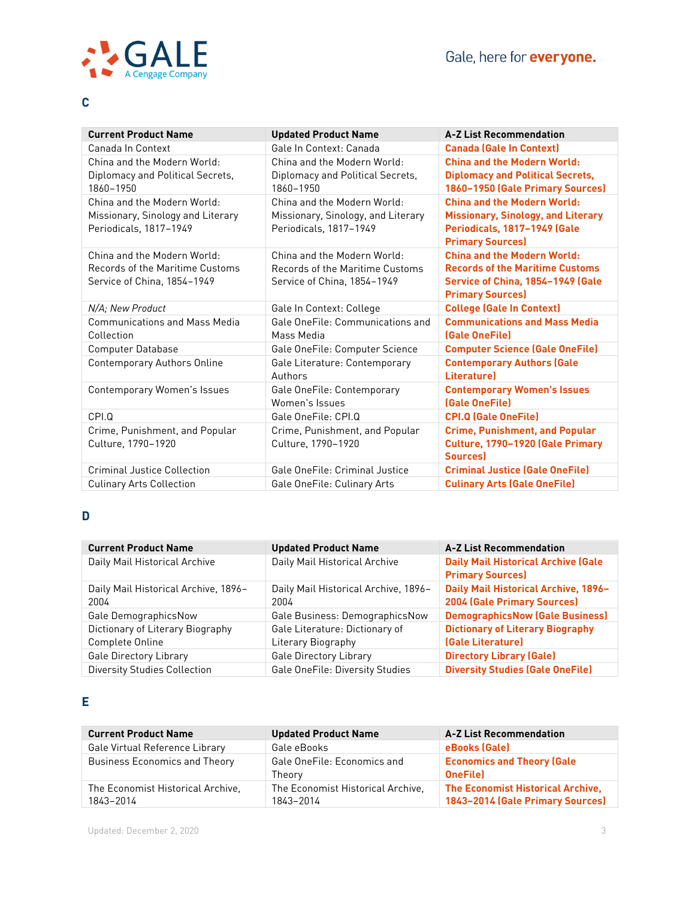## C

| Current Product Name | Updated Product Name | A-Z List Recommendation |
|---|---|---|
| Canada In Context | Gale In Context: Canada | **Canada (Gale In Context)** |
| China and the Modern World: Diplomacy and Political Secrets, 1860–1950 | China and the Modern World: Diplomacy and Political Secrets, 1860–1950 | **China and the Modern World: Diplomacy and Political Secrets, 1860–1950 (Gale Primary Sources)** |
| China and the Modern World: Missionary, Sinology and Literary Periodicals, 1817–1949 | China and the Modern World: Missionary, Sinology, and Literary Periodicals, 1817–1949 | **China and the Modern World: Missionary, Sinology, and Literary Periodicals, 1817–1949 (Gale Primary Sources)** |
| China and the Modern World: Records of the Maritime Customs Service of China, 1854–1949 | China and the Modern World: Records of the Maritime Customs Service of China, 1854–1949 | **China and the Modern World: Records of the Maritime Customs Service of China, 1854–1949 (Gale Primary Sources)** |
| *N/A; New Product* | Gale In Context: College | **College (Gale In Context)** |
| Communications and Mass Media Collection | Gale OneFile: Communications and Mass Media | **Communications and Mass Media (Gale OneFile)** |
| Computer Database | Gale OneFile: Computer Science | **Computer Science (Gale OneFile)** |
| Contemporary Authors Online | Gale Literature: Contemporary Authors | **Contemporary Authors (Gale Literature)** |
| Contemporary Women's Issues | Gale OneFile: Contemporary Women's Issues | **Contemporary Women's Issues (Gale OneFile)** |
| CPI.Q | Gale OneFile: CPI.Q | **CPI.Q (Gale OneFile)** |
| Crime, Punishment, and Popular Culture, 1790–1920 | Crime, Punishment, and Popular Culture, 1790–1920 | **Crime, Punishment, and Popular Culture, 1790–1920 (Gale Primary Sources)** |
| Criminal Justice Collection | Gale OneFile: Criminal Justice | **Criminal Justice (Gale OneFile)** |
| Culinary Arts Collection | Gale OneFile: Culinary Arts | **Culinary Arts (Gale OneFile)** |

## D

| Current Product Name | Updated Product Name | A-Z List Recommendation |
|---|---|---|
| Daily Mail Historical Archive | Daily Mail Historical Archive | **Daily Mail Historical Archive (Gale Primary Sources)** |
| Daily Mail Historical Archive, 1896–2004 | Daily Mail Historical Archive, 1896–2004 | **Daily Mail Historical Archive, 1896–2004 (Gale Primary Sources)** |
| Gale DemographicsNow | Gale Business: DemographicsNow | **DemographicsNow (Gale Business)** |
| Dictionary of Literary Biography Complete Online | Gale Literature: Dictionary of Literary Biography | **Dictionary of Literary Biography (Gale Literature)** |
| Gale Directory Library | Gale Directory Library | **Directory Library (Gale)** |
| Diversity Studies Collection | Gale OneFile: Diversity Studies | **Diversity Studies (Gale OneFile)** |

## E

| Current Product Name | Updated Product Name | A-Z List Recommendation |
|---|---|---|
| Gale Virtual Reference Library | Gale eBooks | **eBooks (Gale)** |
| Business Economics and Theory | Gale OneFile: Economics and Theory | **Economics and Theory (Gale OneFile)** |
| The Economist Historical Archive, 1843–2014 | The Economist Historical Archive, 1843–2014 | **The Economist Historical Archive, 1843–2014 (Gale Primary Sources)** |

Updated: December 2, 2020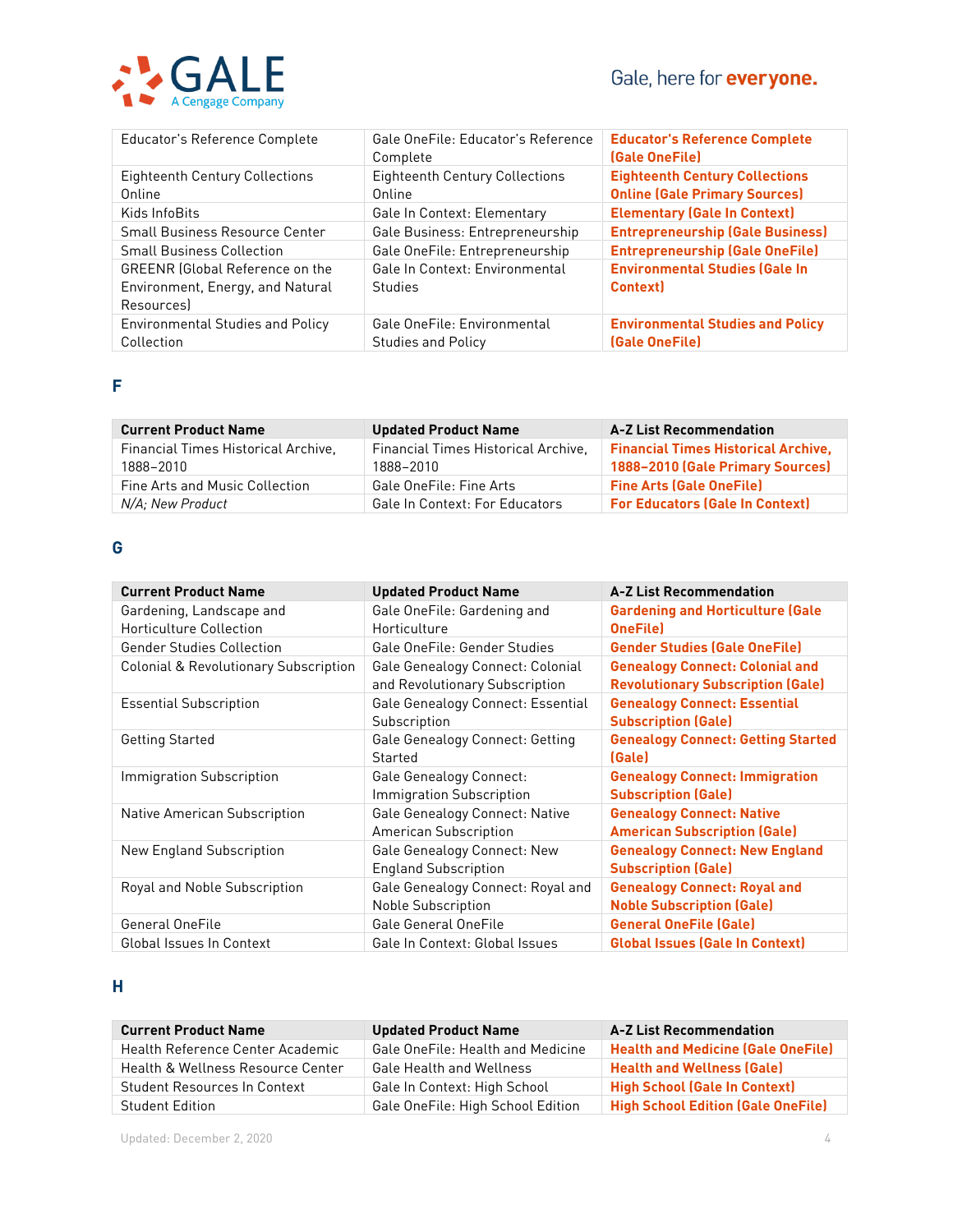| Educator's Reference Complete | Gale OneFile: Educator's Reference Complete | **Educator's Reference Complete (Gale OneFile)** |
|---|---|---|
| Eighteenth Century Collections Online | Eighteenth Century Collections Online | **Eighteenth Century Collections Online (Gale Primary Sources)** |
| Kids InfoBits | Gale In Context: Elementary | **Elementary (Gale In Context)** |
| Small Business Resource Center | Gale Business: Entrepreneurship | **Entrepreneurship (Gale Business)** |
| Small Business Collection | Gale OneFile: Entrepreneurship | **Entrepreneurship (Gale OneFile)** |
| GREENR (Global Reference on the Environment, Energy, and Natural Resources) | Gale In Context: Environmental Studies | **Environmental Studies (Gale In Context)** |
| Environmental Studies and Policy Collection | Gale OneFile: Environmental Studies and Policy | **Environmental Studies and Policy (Gale OneFile)** |

## F

| Current Product Name | Updated Product Name | A-Z List Recommendation |
|---|---|---|
| Financial Times Historical Archive, 1888–2010 | Financial Times Historical Archive, 1888–2010 | **Financial Times Historical Archive, 1888–2010 (Gale Primary Sources)** |
| Fine Arts and Music Collection | Gale OneFile: Fine Arts | **Fine Arts (Gale OneFile)** |
| *N/A; New Product* | Gale In Context: For Educators | **For Educators (Gale In Context)** |

## G

| Current Product Name | Updated Product Name | A-Z List Recommendation |
|---|---|---|
| Gardening, Landscape and Horticulture Collection | Gale OneFile: Gardening and Horticulture | **Gardening and Horticulture (Gale OneFile)** |
| Gender Studies Collection | Gale OneFile: Gender Studies | **Gender Studies (Gale OneFile)** |
| Colonial & Revolutionary Subscription | Gale Genealogy Connect: Colonial and Revolutionary Subscription | **Genealogy Connect: Colonial and Revolutionary Subscription (Gale)** |
| Essential Subscription | Gale Genealogy Connect: Essential Subscription | **Genealogy Connect: Essential Subscription (Gale)** |
| Getting Started | Gale Genealogy Connect: Getting Started | **Genealogy Connect: Getting Started (Gale)** |
| Immigration Subscription | Gale Genealogy Connect: Immigration Subscription | **Genealogy Connect: Immigration Subscription (Gale)** |
| Native American Subscription | Gale Genealogy Connect: Native American Subscription | **Genealogy Connect: Native American Subscription (Gale)** |
| New England Subscription | Gale Genealogy Connect: New England Subscription | **Genealogy Connect: New England Subscription (Gale)** |
| Royal and Noble Subscription | Gale Genealogy Connect: Royal and Noble Subscription | **Genealogy Connect: Royal and Noble Subscription (Gale)** |
| General OneFile | Gale General OneFile | **General OneFile (Gale)** |
| Global Issues In Context | Gale In Context: Global Issues | **Global Issues (Gale In Context)** |

## H

| Current Product Name | Updated Product Name | A-Z List Recommendation |
|---|---|---|
| Health Reference Center Academic | Gale OneFile: Health and Medicine | **Health and Medicine (Gale OneFile)** |
| Health & Wellness Resource Center | Gale Health and Wellness | **Health and Wellness (Gale)** |
| Student Resources In Context | Gale In Context: High School | **High School (Gale In Context)** |
| Student Edition | Gale OneFile: High School Edition | **High School Edition (Gale OneFile)** |

Updated: December 2, 2020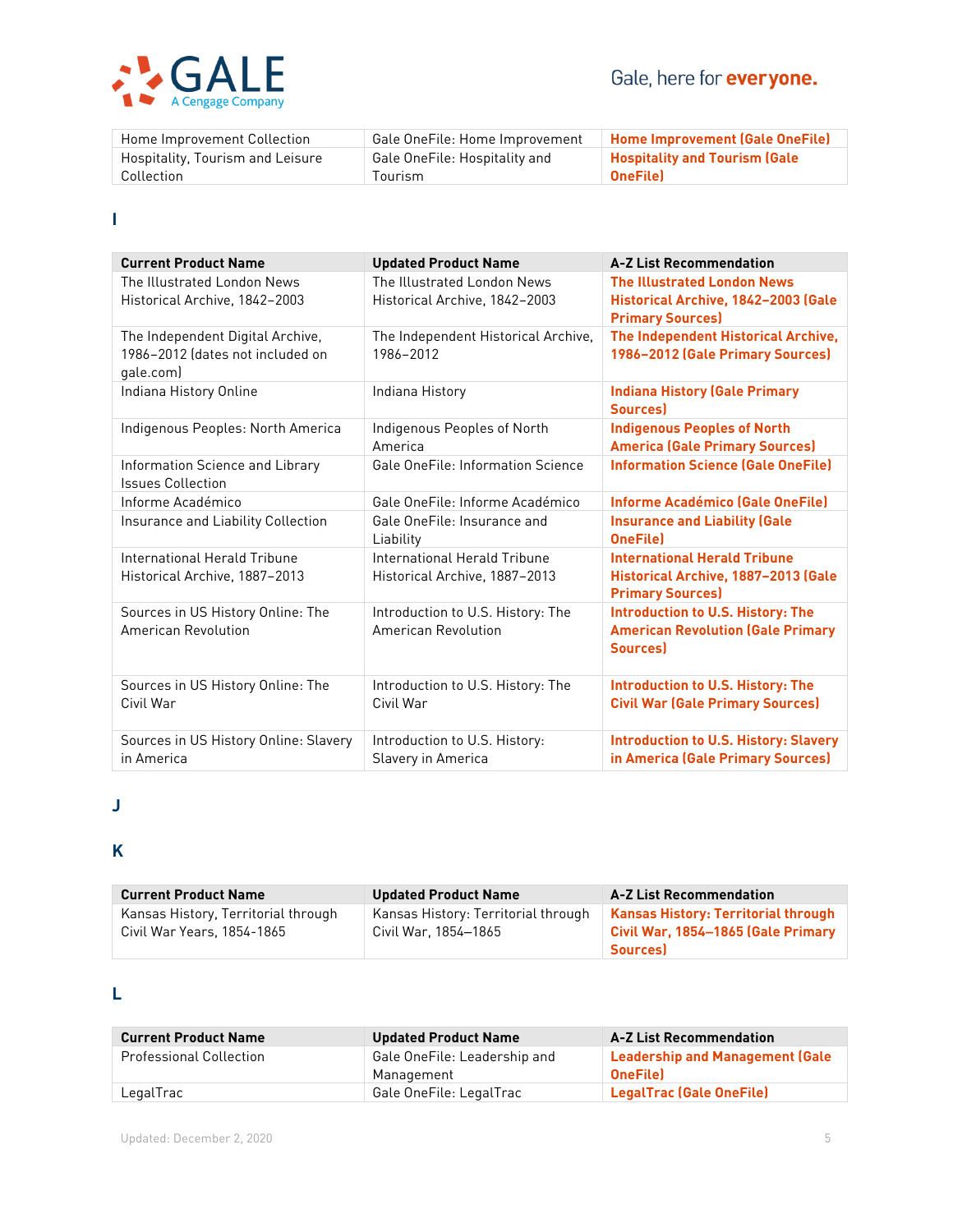| Current Product Name | Updated Product Name | A-Z List Recommendation |
|---|---|---|
| Home Improvement Collection | Gale OneFile: Home Improvement | **Home Improvement (Gale OneFile)** |
| Hospitality, Tourism and Leisure Collection | Gale OneFile: Hospitality and Tourism | **Hospitality and Tourism (Gale OneFile)** |

## I

| Current Product Name | Updated Product Name | A-Z List Recommendation |
|---|---|---|
| The Illustrated London News Historical Archive, 1842–2003 | The Illustrated London News Historical Archive, 1842–2003 | **The Illustrated London News Historical Archive, 1842–2003 (Gale Primary Sources)** |
| The Independent Digital Archive, 1986–2012 (dates not included on gale.com) | The Independent Historical Archive, 1986–2012 | **The Independent Historical Archive, 1986–2012 (Gale Primary Sources)** |
| Indiana History Online | Indiana History | **Indiana History (Gale Primary Sources)** |
| Indigenous Peoples: North America | Indigenous Peoples of North America | **Indigenous Peoples of North America (Gale Primary Sources)** |
| Information Science and Library Issues Collection | Gale OneFile: Information Science | **Information Science (Gale OneFile)** |
| Informe Académico | Gale OneFile: Informe Académico | **Informe Académico (Gale OneFile)** |
| Insurance and Liability Collection | Gale OneFile: Insurance and Liability | **Insurance and Liability (Gale OneFile)** |
| International Herald Tribune Historical Archive, 1887–2013 | International Herald Tribune Historical Archive, 1887–2013 | **International Herald Tribune Historical Archive, 1887–2013 (Gale Primary Sources)** |
| Sources in US History Online: The American Revolution | Introduction to U.S. History: The American Revolution | **Introduction to U.S. History: The American Revolution (Gale Primary Sources)** |
| Sources in US History Online: The Civil War | Introduction to U.S. History: The Civil War | **Introduction to U.S. History: The Civil War (Gale Primary Sources)** |
| Sources in US History Online: Slavery in America | Introduction to U.S. History: Slavery in America | **Introduction to U.S. History: Slavery in America (Gale Primary Sources)** |

## J

## K

| Current Product Name | Updated Product Name | A-Z List Recommendation |
|---|---|---|
| Kansas History, Territorial through Civil War Years, 1854-1865 | Kansas History: Territorial through Civil War, 1854–1865 | **Kansas History: Territorial through Civil War, 1854–1865 (Gale Primary Sources)** |

## L

| Current Product Name | Updated Product Name | A-Z List Recommendation |
|---|---|---|
| Professional Collection | Gale OneFile: Leadership and Management | **Leadership and Management (Gale OneFile)** |
| LegalTrac | Gale OneFile: LegalTrac | **LegalTrac (Gale OneFile)** |

Updated: December 2, 2020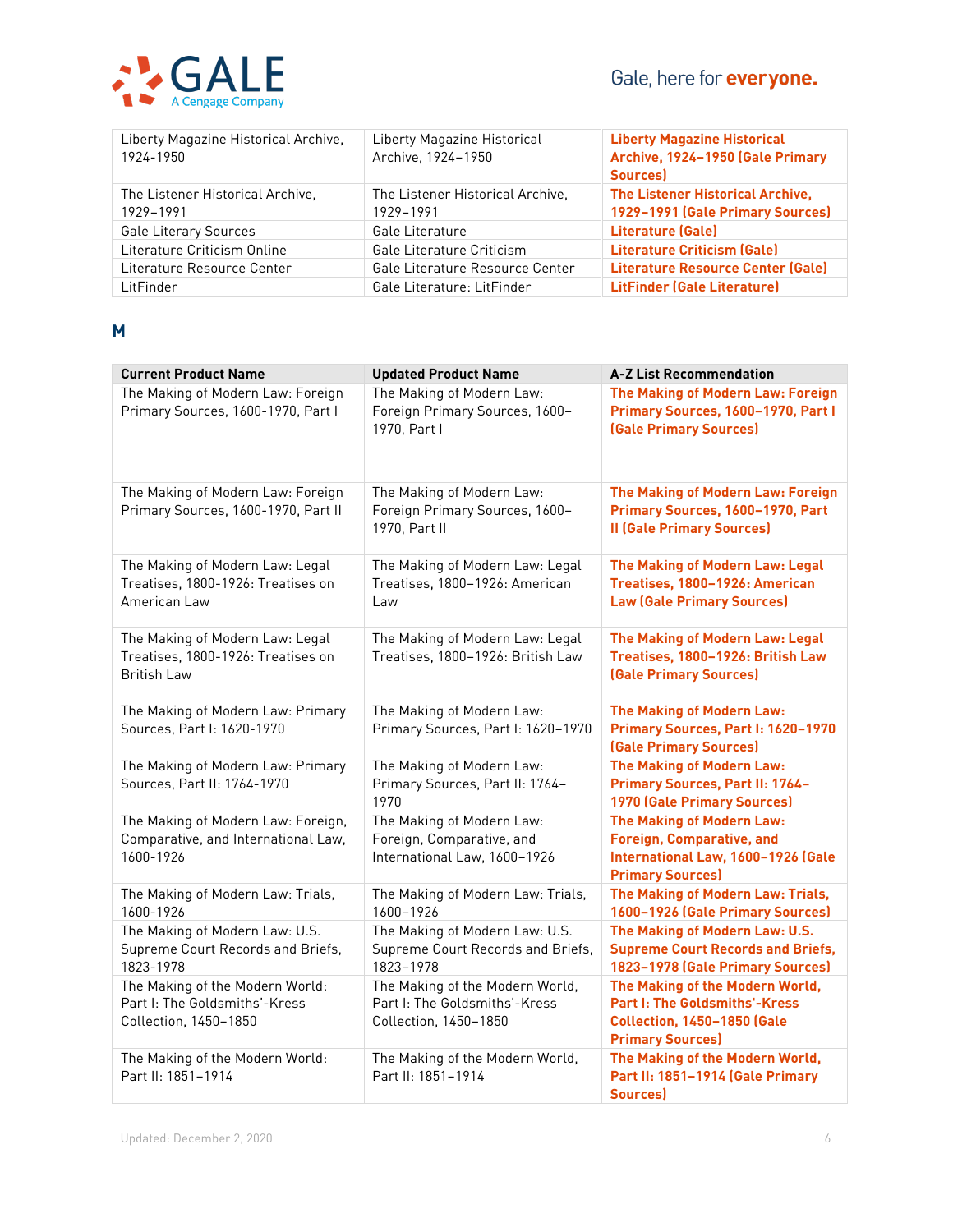| Current Product Name | Updated Product Name | A-Z List Recommendation |
|---|---|---|
| Liberty Magazine Historical Archive, 1924-1950 | Liberty Magazine Historical Archive, 1924–1950 | **Liberty Magazine Historical Archive, 1924–1950 (Gale Primary Sources)** |
| The Listener Historical Archive, 1929–1991 | The Listener Historical Archive, 1929–1991 | **The Listener Historical Archive, 1929–1991 (Gale Primary Sources)** |
| Gale Literary Sources | Gale Literature | **Literature (Gale)** |
| Literature Criticism Online | Gale Literature Criticism | **Literature Criticism (Gale)** |
| Literature Resource Center | Gale Literature Resource Center | **Literature Resource Center (Gale)** |
| LitFinder | Gale Literature: LitFinder | **LitFinder (Gale Literature)** |

## M

| Current Product Name | Updated Product Name | A-Z List Recommendation |
|---|---|---|
| The Making of Modern Law: Foreign Primary Sources, 1600-1970, Part I | The Making of Modern Law: Foreign Primary Sources, 1600–1970, Part I | **The Making of Modern Law: Foreign Primary Sources, 1600–1970, Part I (Gale Primary Sources)** |
| The Making of Modern Law: Foreign Primary Sources, 1600-1970, Part II | The Making of Modern Law: Foreign Primary Sources, 1600–1970, Part II | **The Making of Modern Law: Foreign Primary Sources, 1600–1970, Part II (Gale Primary Sources)** |
| The Making of Modern Law: Legal Treatises, 1800-1926: Treatises on American Law | The Making of Modern Law: Legal Treatises, 1800–1926: American Law | **The Making of Modern Law: Legal Treatises, 1800–1926: American Law (Gale Primary Sources)** |
| The Making of Modern Law: Legal Treatises, 1800-1926: Treatises on British Law | The Making of Modern Law: Legal Treatises, 1800–1926: British Law | **The Making of Modern Law: Legal Treatises, 1800–1926: British Law (Gale Primary Sources)** |
| The Making of Modern Law: Primary Sources, Part I: 1620-1970 | The Making of Modern Law: Primary Sources, Part I: 1620–1970 | **The Making of Modern Law: Primary Sources, Part I: 1620–1970 (Gale Primary Sources)** |
| The Making of Modern Law: Primary Sources, Part II: 1764-1970 | The Making of Modern Law: Primary Sources, Part II: 1764–1970 | **The Making of Modern Law: Primary Sources, Part II: 1764–1970 (Gale Primary Sources)** |
| The Making of Modern Law: Foreign, Comparative, and International Law, 1600-1926 | The Making of Modern Law: Foreign, Comparative, and International Law, 1600–1926 | **The Making of Modern Law: Foreign, Comparative, and International Law, 1600–1926 (Gale Primary Sources)** |
| The Making of Modern Law: Trials, 1600-1926 | The Making of Modern Law: Trials, 1600–1926 | **The Making of Modern Law: Trials, 1600–1926 (Gale Primary Sources)** |
| The Making of Modern Law: U.S. Supreme Court Records and Briefs, 1823-1978 | The Making of Modern Law: U.S. Supreme Court Records and Briefs, 1823–1978 | **The Making of Modern Law: U.S. Supreme Court Records and Briefs, 1823–1978 (Gale Primary Sources)** |
| The Making of the Modern World: Part I: The Goldsmiths'-Kress Collection, 1450–1850 | The Making of the Modern World, Part I: The Goldsmiths'-Kress Collection, 1450–1850 | **The Making of the Modern World, Part I: The Goldsmiths'-Kress Collection, 1450–1850 (Gale Primary Sources)** |
| The Making of the Modern World: Part II: 1851–1914 | The Making of the Modern World, Part II: 1851–1914 | **The Making of the Modern World, Part II: 1851–1914 (Gale Primary Sources)** |

Updated: December 2, 2020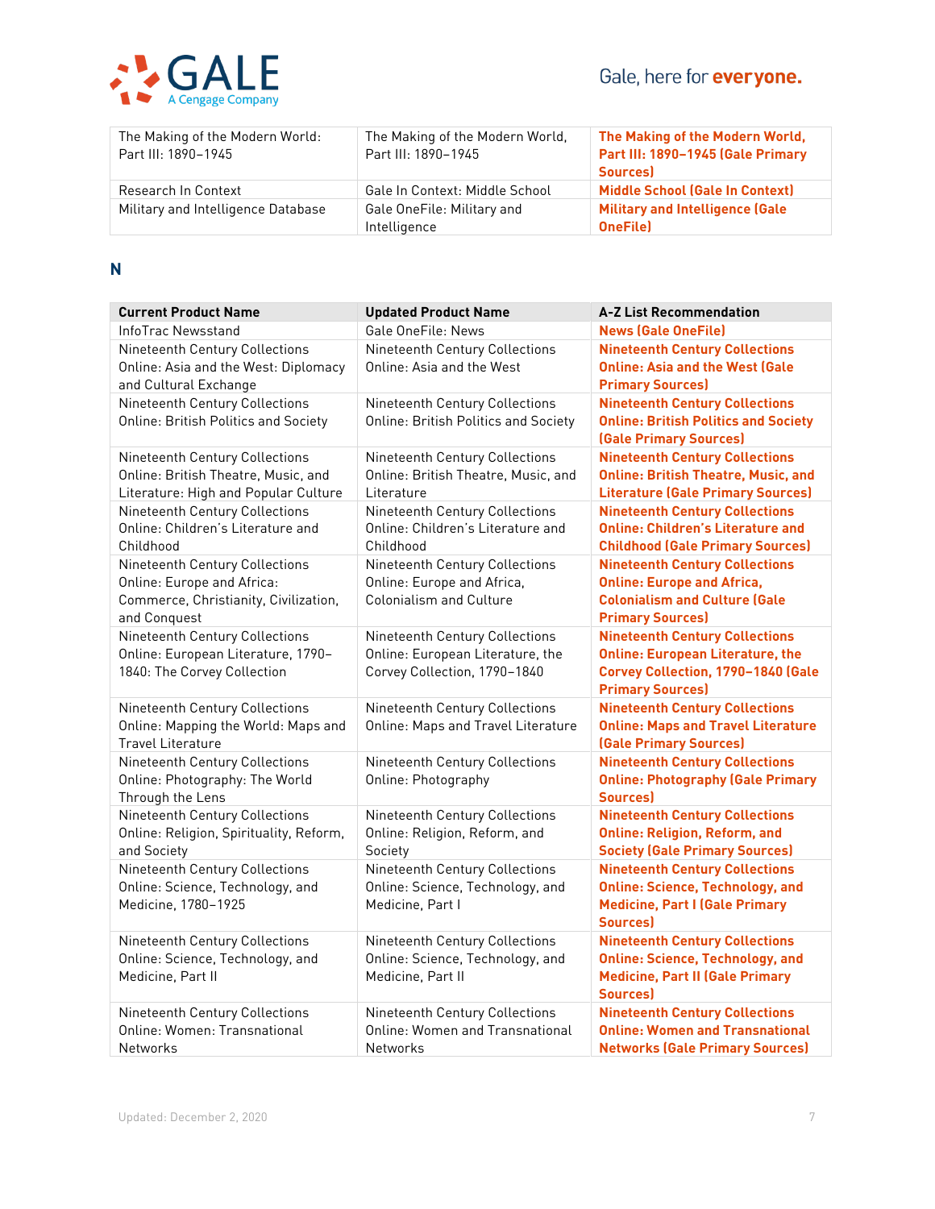| The Making of the Modern World: Part III: 1890–1945 | The Making of the Modern World, Part III: 1890–1945 | **The Making of the Modern World, Part III: 1890–1945 (Gale Primary Sources)** |
|---|---|---|
| Research In Context | Gale In Context: Middle School | **Middle School (Gale In Context)** |
| Military and Intelligence Database | Gale OneFile: Military and Intelligence | **Military and Intelligence (Gale OneFile)** |

## N

| Current Product Name | Updated Product Name | A-Z List Recommendation |
|---|---|---|
| InfoTrac Newsstand | Gale OneFile: News | **News (Gale OneFile)** |
| Nineteenth Century Collections Online: Asia and the West: Diplomacy and Cultural Exchange | Nineteenth Century Collections Online: Asia and the West | **Nineteenth Century Collections Online: Asia and the West (Gale Primary Sources)** |
| Nineteenth Century Collections Online: British Politics and Society | Nineteenth Century Collections Online: British Politics and Society | **Nineteenth Century Collections Online: British Politics and Society (Gale Primary Sources)** |
| Nineteenth Century Collections Online: British Theatre, Music, and Literature: High and Popular Culture | Nineteenth Century Collections Online: British Theatre, Music, and Literature | **Nineteenth Century Collections Online: British Theatre, Music, and Literature (Gale Primary Sources)** |
| Nineteenth Century Collections Online: Children's Literature and Childhood | Nineteenth Century Collections Online: Children's Literature and Childhood | **Nineteenth Century Collections Online: Children's Literature and Childhood (Gale Primary Sources)** |
| Nineteenth Century Collections Online: Europe and Africa: Commerce, Christianity, Civilization, and Conquest | Nineteenth Century Collections Online: Europe and Africa, Colonialism and Culture | **Nineteenth Century Collections Online: Europe and Africa, Colonialism and Culture (Gale Primary Sources)** |
| Nineteenth Century Collections Online: European Literature, 1790–1840: The Corvey Collection | Nineteenth Century Collections Online: European Literature, the Corvey Collection, 1790–1840 | **Nineteenth Century Collections Online: European Literature, the Corvey Collection, 1790–1840 (Gale Primary Sources)** |
| Nineteenth Century Collections Online: Mapping the World: Maps and Travel Literature | Nineteenth Century Collections Online: Maps and Travel Literature | **Nineteenth Century Collections Online: Maps and Travel Literature (Gale Primary Sources)** |
| Nineteenth Century Collections Online: Photography: The World Through the Lens | Nineteenth Century Collections Online: Photography | **Nineteenth Century Collections Online: Photography (Gale Primary Sources)** |
| Nineteenth Century Collections Online: Religion, Spirituality, Reform, and Society | Nineteenth Century Collections Online: Religion, Reform, and Society | **Nineteenth Century Collections Online: Religion, Reform, and Society (Gale Primary Sources)** |
| Nineteenth Century Collections Online: Science, Technology, and Medicine, 1780–1925 | Nineteenth Century Collections Online: Science, Technology, and Medicine, Part I | **Nineteenth Century Collections Online: Science, Technology, and Medicine, Part I (Gale Primary Sources)** |
| Nineteenth Century Collections Online: Science, Technology, and Medicine, Part II | Nineteenth Century Collections Online: Science, Technology, and Medicine, Part II | **Nineteenth Century Collections Online: Science, Technology, and Medicine, Part II (Gale Primary Sources)** |
| Nineteenth Century Collections Online: Women: Transnational Networks | Nineteenth Century Collections Online: Women and Transnational Networks | **Nineteenth Century Collections Online: Women and Transnational Networks (Gale Primary Sources)** |

Updated: December 2, 2020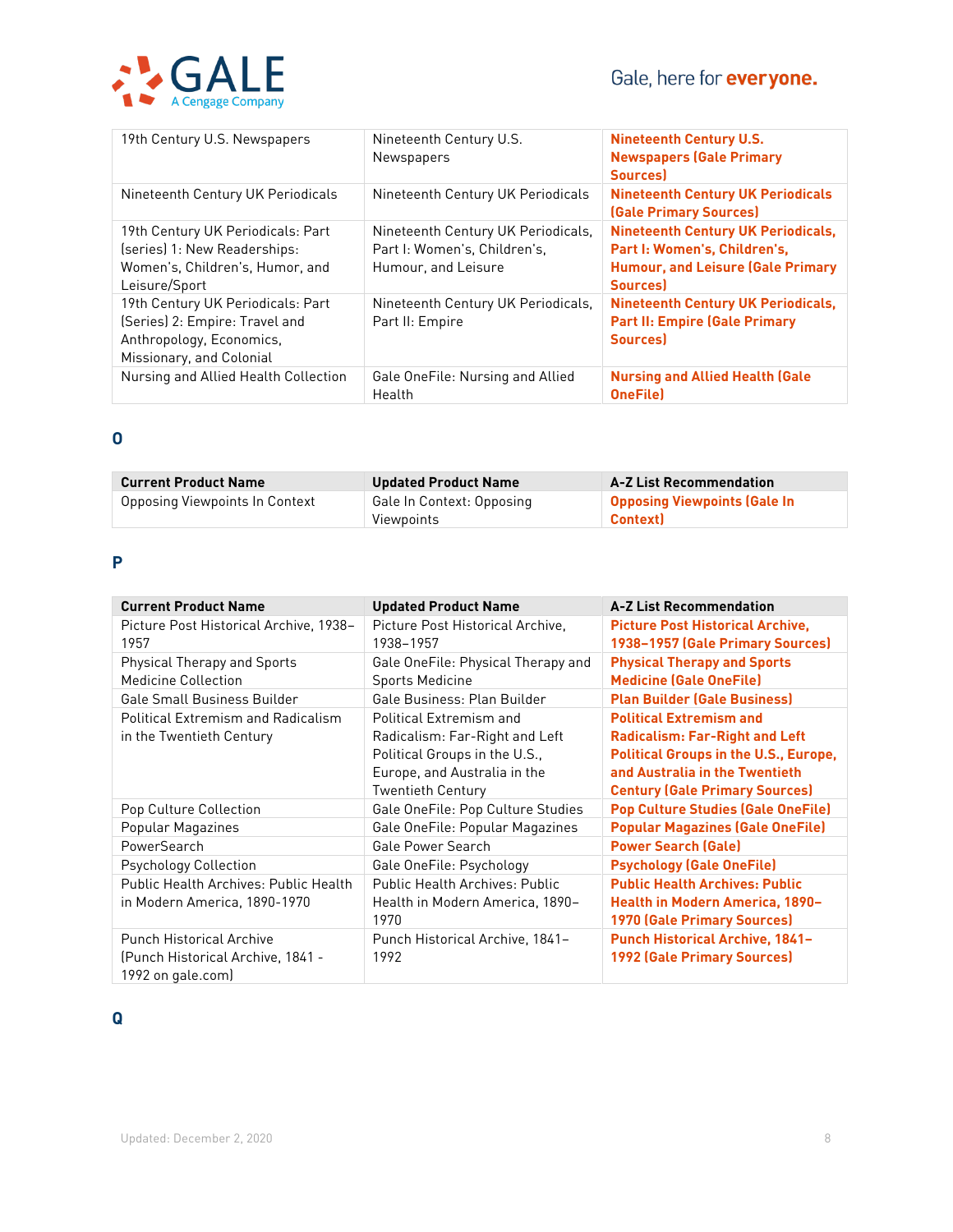| 19th Century U.S. Newspapers | Nineteenth Century U.S. Newspapers | **Nineteenth Century U.S. Newspapers (Gale Primary Sources)** |
|---|---|---|
| Nineteenth Century UK Periodicals | Nineteenth Century UK Periodicals | **Nineteenth Century UK Periodicals (Gale Primary Sources)** |
| 19th Century UK Periodicals: Part (series) 1: New Readerships: Women's, Children's, Humor, and Leisure/Sport | Nineteenth Century UK Periodicals, Part I: Women's, Children's, Humour, and Leisure | **Nineteenth Century UK Periodicals, Part I: Women's, Children's, Humour, and Leisure (Gale Primary Sources)** |
| 19th Century UK Periodicals: Part (Series) 2: Empire: Travel and Anthropology, Economics, Missionary, and Colonial | Nineteenth Century UK Periodicals, Part II: Empire | **Nineteenth Century UK Periodicals, Part II: Empire (Gale Primary Sources)** |
| Nursing and Allied Health Collection | Gale OneFile: Nursing and Allied Health | **Nursing and Allied Health (Gale OneFile)** |

## O

| Current Product Name | Updated Product Name | A-Z List Recommendation |
|---|---|---|
| Opposing Viewpoints In Context | Gale In Context: Opposing Viewpoints | **Opposing Viewpoints (Gale In Context)** |

## P

| Current Product Name | Updated Product Name | A-Z List Recommendation |
|---|---|---|
| Picture Post Historical Archive, 1938–1957 | Picture Post Historical Archive, 1938–1957 | **Picture Post Historical Archive, 1938–1957 (Gale Primary Sources)** |
| Physical Therapy and Sports Medicine Collection | Gale OneFile: Physical Therapy and Sports Medicine | **Physical Therapy and Sports Medicine (Gale OneFile)** |
| Gale Small Business Builder | Gale Business: Plan Builder | **Plan Builder (Gale Business)** |
| Political Extremism and Radicalism in the Twentieth Century | Political Extremism and Radicalism: Far-Right and Left Political Groups in the U.S., Europe, and Australia in the Twentieth Century | **Political Extremism and Radicalism: Far-Right and Left Political Groups in the U.S., Europe, and Australia in the Twentieth Century (Gale Primary Sources)** |
| Pop Culture Collection | Gale OneFile: Pop Culture Studies | **Pop Culture Studies (Gale OneFile)** |
| Popular Magazines | Gale OneFile: Popular Magazines | **Popular Magazines (Gale OneFile)** |
| PowerSearch | Gale Power Search | **Power Search (Gale)** |
| Psychology Collection | Gale OneFile: Psychology | **Psychology (Gale OneFile)** |
| Public Health Archives: Public Health in Modern America, 1890-1970 | Public Health Archives: Public Health in Modern America, 1890–1970 | **Public Health Archives: Public Health in Modern America, 1890–1970 (Gale Primary Sources)** |
| Punch Historical Archive (Punch Historical Archive, 1841 - 1992 on gale.com) | Punch Historical Archive, 1841–1992 | **Punch Historical Archive, 1841–1992 (Gale Primary Sources)** |

## Q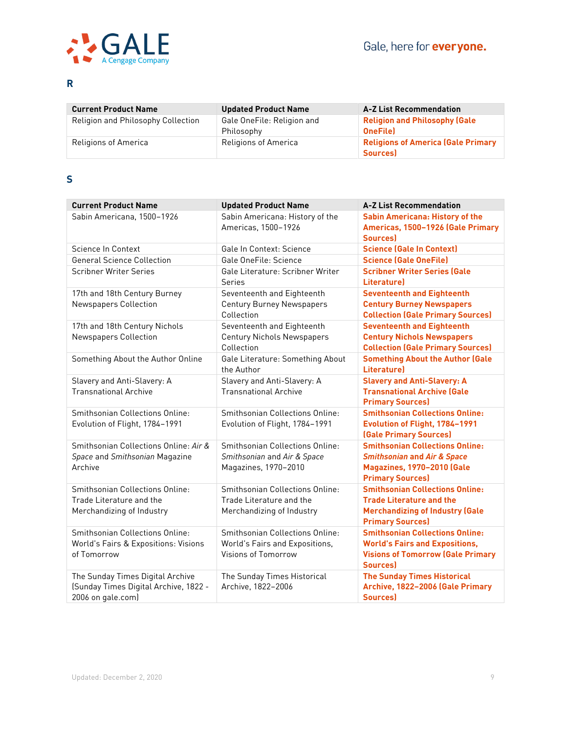## R

| Current Product Name | Updated Product Name | A-Z List Recommendation |
| --- | --- | --- |
| Religion and Philosophy Collection | Gale OneFile: Religion and Philosophy | **Religion and Philosophy (Gale OneFile)** |
| Religions of America | Religions of America | **Religions of America (Gale Primary Sources)** |

## S

| Current Product Name | Updated Product Name | A-Z List Recommendation |
| --- | --- | --- |
| Sabin Americana, 1500–1926 | Sabin Americana: History of the Americas, 1500–1926 | **Sabin Americana: History of the Americas, 1500–1926 (Gale Primary Sources)** |
| Science In Context | Gale In Context: Science | **Science (Gale In Context)** |
| General Science Collection | Gale OneFile: Science | **Science (Gale OneFile)** |
| Scribner Writer Series | Gale Literature: Scribner Writer Series | **Scribner Writer Series (Gale Literature)** |
| 17th and 18th Century Burney Newspapers Collection | Seventeenth and Eighteenth Century Burney Newspapers Collection | **Seventeenth and Eighteenth Century Burney Newspapers Collection (Gale Primary Sources)** |
| 17th and 18th Century Nichols Newspapers Collection | Seventeenth and Eighteenth Century Nichols Newspapers Collection | **Seventeenth and Eighteenth Century Nichols Newspapers Collection (Gale Primary Sources)** |
| Something About the Author Online | Gale Literature: Something About the Author | **Something About the Author (Gale Literature)** |
| Slavery and Anti-Slavery: A Transnational Archive | Slavery and Anti-Slavery: A Transnational Archive | **Slavery and Anti-Slavery: A Transnational Archive (Gale Primary Sources)** |
| Smithsonian Collections Online: Evolution of Flight, 1784–1991 | Smithsonian Collections Online: Evolution of Flight, 1784–1991 | **Smithsonian Collections Online: Evolution of Flight, 1784–1991 (Gale Primary Sources)** |
| Smithsonian Collections Online: *Air & Space* and *Smithsonian* Magazine Archive | Smithsonian Collections Online: *Smithsonian* and *Air & Space* Magazines, 1970–2010 | **Smithsonian Collections Online: *Smithsonian* and *Air & Space* Magazines, 1970–2010 (Gale Primary Sources)** |
| Smithsonian Collections Online: Trade Literature and the Merchandizing of Industry | Smithsonian Collections Online: Trade Literature and the Merchandizing of Industry | **Smithsonian Collections Online: Trade Literature and the Merchandizing of Industry (Gale Primary Sources)** |
| Smithsonian Collections Online: World's Fairs & Expositions: Visions of Tomorrow | Smithsonian Collections Online: World's Fairs and Expositions, Visions of Tomorrow | **Smithsonian Collections Online: World's Fairs and Expositions, Visions of Tomorrow (Gale Primary Sources)** |
| The Sunday Times Digital Archive (Sunday Times Digital Archive, 1822 - 2006 on gale.com) | The Sunday Times Historical Archive, 1822–2006 | **The Sunday Times Historical Archive, 1822–2006 (Gale Primary Sources)** |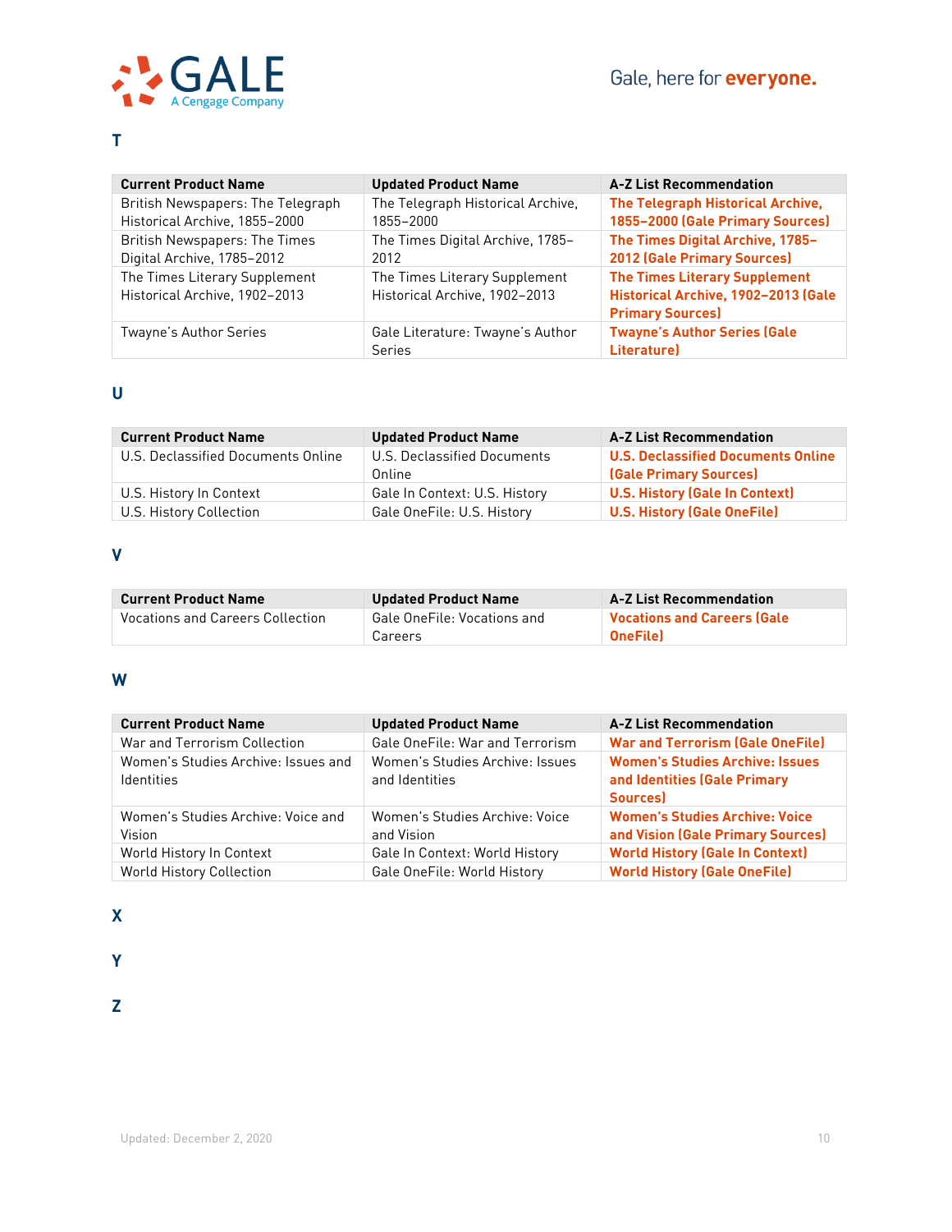## T

| Current Product Name | Updated Product Name | A-Z List Recommendation |
|---|---|---|
| British Newspapers: The Telegraph Historical Archive, 1855–2000 | The Telegraph Historical Archive, 1855–2000 | **The Telegraph Historical Archive, 1855–2000 (Gale Primary Sources)** |
| British Newspapers: The Times Digital Archive, 1785–2012 | The Times Digital Archive, 1785–2012 | **The Times Digital Archive, 1785–2012 (Gale Primary Sources)** |
| The Times Literary Supplement Historical Archive, 1902–2013 | The Times Literary Supplement Historical Archive, 1902–2013 | **The Times Literary Supplement Historical Archive, 1902–2013 (Gale Primary Sources)** |
| Twayne's Author Series | Gale Literature: Twayne's Author Series | **Twayne's Author Series (Gale Literature)** |

## U

| Current Product Name | Updated Product Name | A-Z List Recommendation |
|---|---|---|
| U.S. Declassified Documents Online | U.S. Declassified Documents Online | **U.S. Declassified Documents Online (Gale Primary Sources)** |
| U.S. History In Context | Gale In Context: U.S. History | **U.S. History (Gale In Context)** |
| U.S. History Collection | Gale OneFile: U.S. History | **U.S. History (Gale OneFile)** |

## V

| Current Product Name | Updated Product Name | A-Z List Recommendation |
|---|---|---|
| Vocations and Careers Collection | Gale OneFile: Vocations and Careers | **Vocations and Careers (Gale OneFile)** |

## W

| Current Product Name | Updated Product Name | A-Z List Recommendation |
|---|---|---|
| War and Terrorism Collection | Gale OneFile: War and Terrorism | **War and Terrorism (Gale OneFile)** |
| Women's Studies Archive: Issues and Identities | Women's Studies Archive: Issues and Identities | **Women's Studies Archive: Issues and Identities (Gale Primary Sources)** |
| Women's Studies Archive: Voice and Vision | Women's Studies Archive: Voice and Vision | **Women's Studies Archive: Voice and Vision (Gale Primary Sources)** |
| World History In Context | Gale In Context: World History | **World History (Gale In Context)** |
| World History Collection | Gale OneFile: World History | **World History (Gale OneFile)** |

## X

## Y

## Z

Updated: December 2, 2020